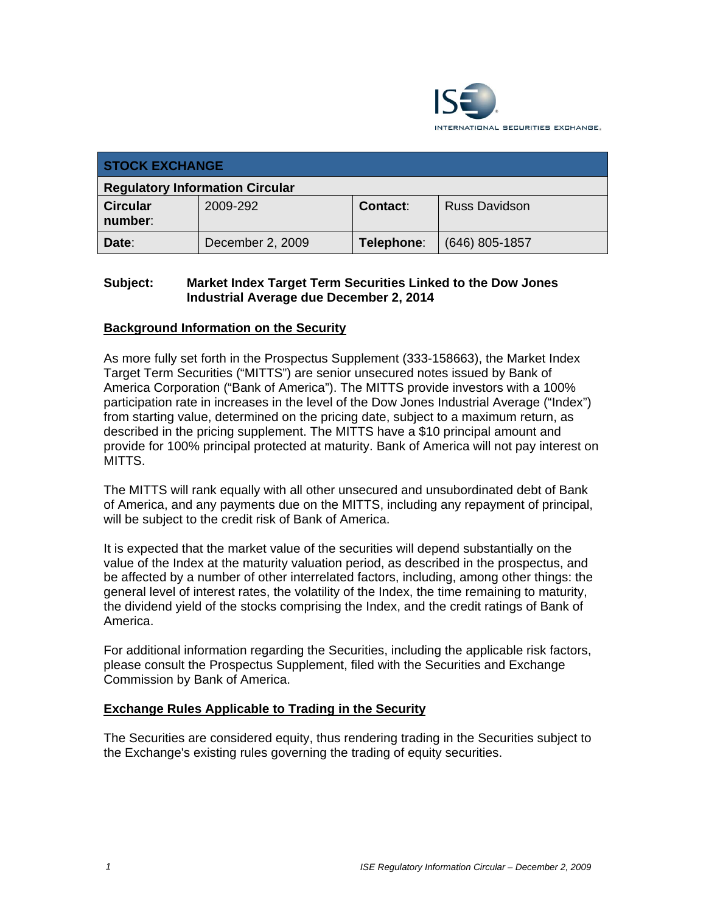ISE INTERNATIONAL SECURITIES EXCHANGE.

| STOCK EXCHANGE | | | |
|---|---|---|---|
| **Regulatory Information Circular** | | | |
| **Circular number:** | 2009-292 | **Contact:** | Russ Davidson |
| **Date:** | December 2, 2009 | **Telephone:** | (646) 805-1857 |

**Subject: Market Index Target Term Securities Linked to the Dow Jones Industrial Average due December 2, 2014**

## Background Information on the Security

As more fully set forth in the Prospectus Supplement (333-158663), the Market Index Target Term Securities ("MITTS") are senior unsecured notes issued by Bank of America Corporation ("Bank of America"). The MITTS provide investors with a 100% participation rate in increases in the level of the Dow Jones Industrial Average ("Index") from starting value, determined on the pricing date, subject to a maximum return, as described in the pricing supplement. The MITTS have a $10 principal amount and provide for 100% principal protected at maturity. Bank of America will not pay interest on MITTS.

The MITTS will rank equally with all other unsecured and unsubordinated debt of Bank of America, and any payments due on the MITTS, including any repayment of principal, will be subject to the credit risk of Bank of America.

It is expected that the market value of the securities will depend substantially on the value of the Index at the maturity valuation period, as described in the prospectus, and be affected by a number of other interrelated factors, including, among other things: the general level of interest rates, the volatility of the Index, the time remaining to maturity, the dividend yield of the stocks comprising the Index, and the credit ratings of Bank of America.

For additional information regarding the Securities, including the applicable risk factors, please consult the Prospectus Supplement, filed with the Securities and Exchange Commission by Bank of America.

## Exchange Rules Applicable to Trading in the Security

The Securities are considered equity, thus rendering trading in the Securities subject to the Exchange's existing rules governing the trading of equity securities.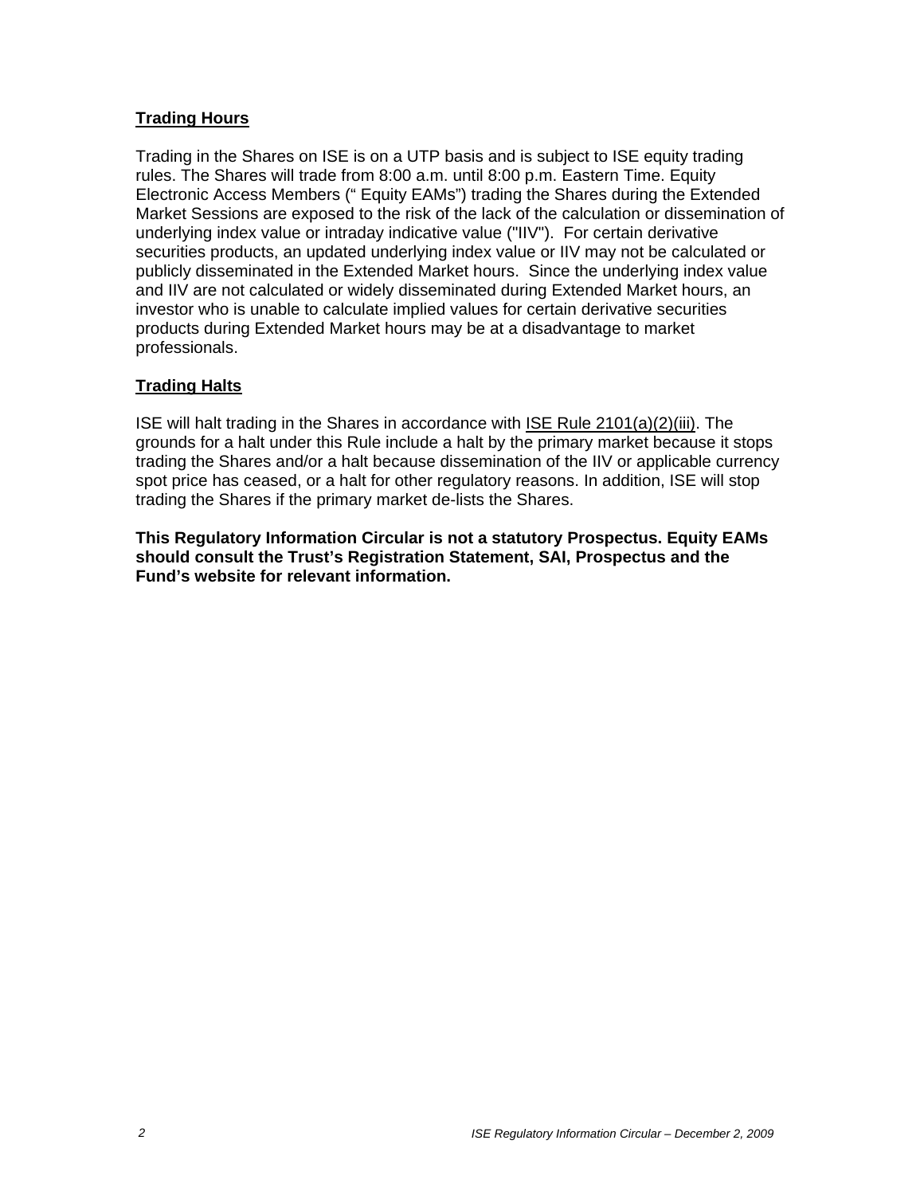## Trading Hours

Trading in the Shares on ISE is on a UTP basis and is subject to ISE equity trading rules. The Shares will trade from 8:00 a.m. until 8:00 p.m. Eastern Time. Equity Electronic Access Members (" Equity EAMs") trading the Shares during the Extended Market Sessions are exposed to the risk of the lack of the calculation or dissemination of underlying index value or intraday indicative value ("IIV"). For certain derivative securities products, an updated underlying index value or IIV may not be calculated or publicly disseminated in the Extended Market hours. Since the underlying index value and IIV are not calculated or widely disseminated during Extended Market hours, an investor who is unable to calculate implied values for certain derivative securities products during Extended Market hours may be at a disadvantage to market professionals.

## Trading Halts

ISE will halt trading in the Shares in accordance with ISE Rule 2101(a)(2)(iii). The grounds for a halt under this Rule include a halt by the primary market because it stops trading the Shares and/or a halt because dissemination of the IIV or applicable currency spot price has ceased, or a halt for other regulatory reasons. In addition, ISE will stop trading the Shares if the primary market de-lists the Shares.

**This Regulatory Information Circular is not a statutory Prospectus. Equity EAMs should consult the Trust's Registration Statement, SAI, Prospectus and the Fund's website for relevant information.**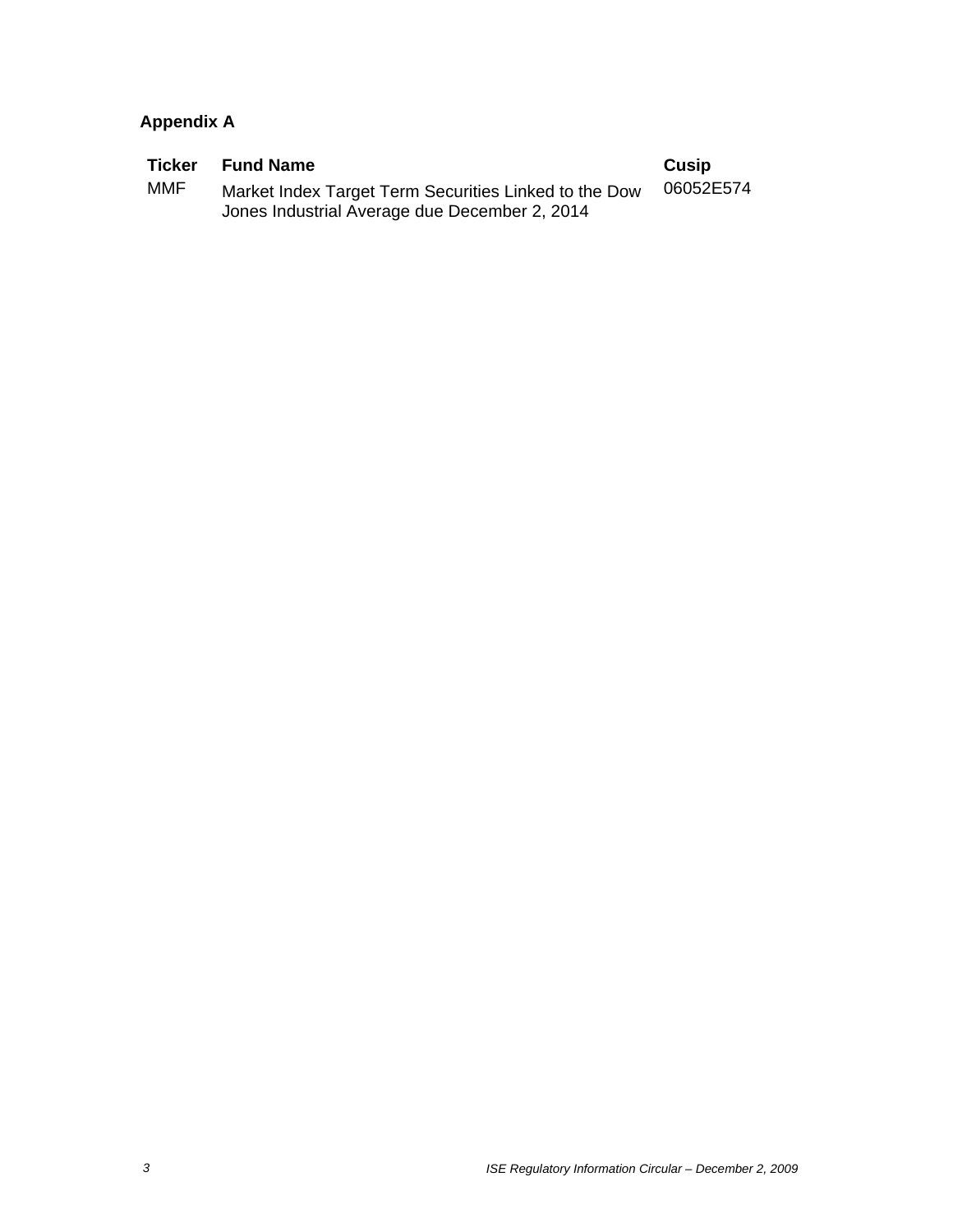## Appendix A

| Ticker | Fund Name | Cusip |
| --- | --- | --- |
| MMF | Market Index Target Term Securities Linked to the Dow Jones Industrial Average due December 2, 2014 | 06052E574 |